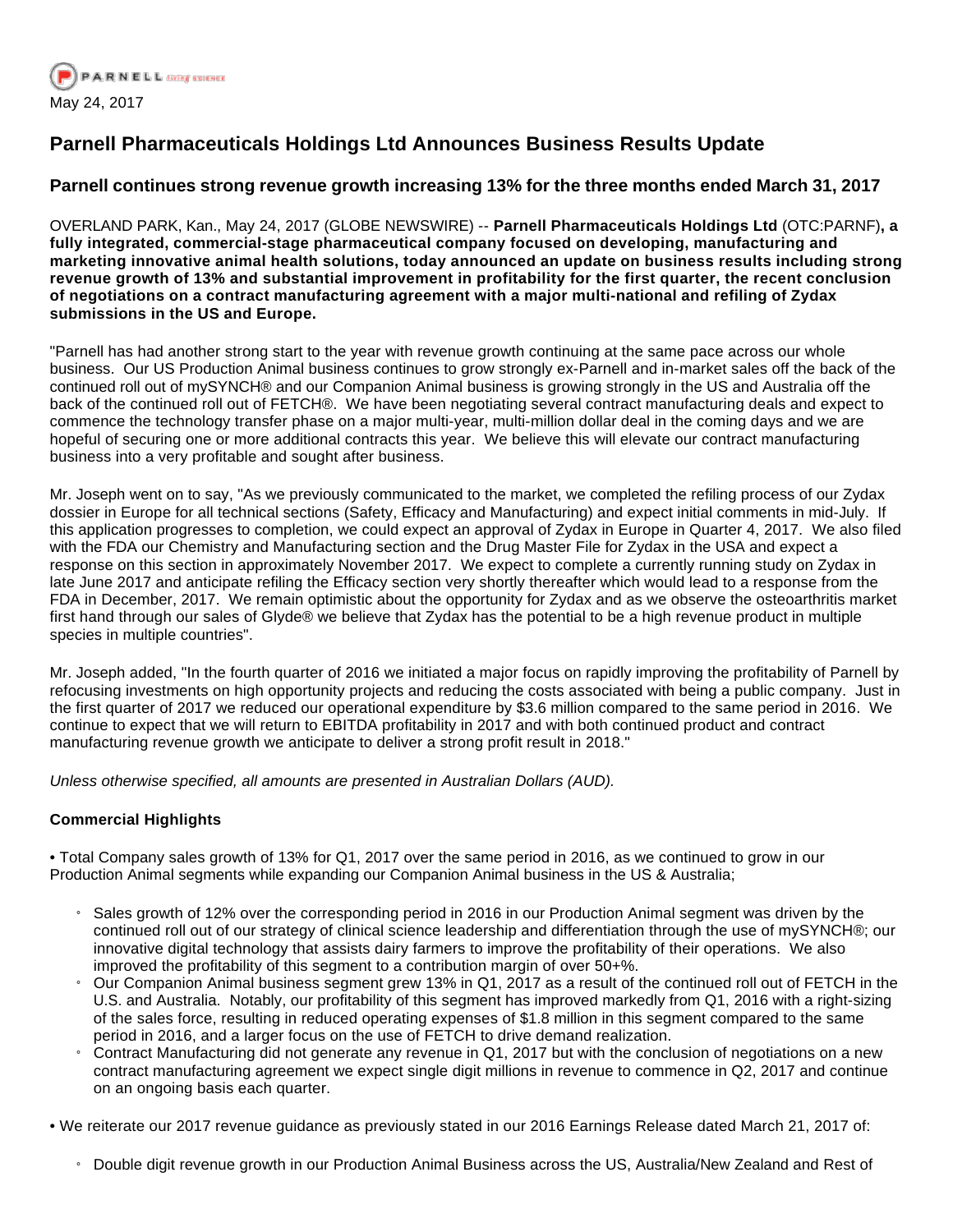PARNELL living science

May 24, 2017

# Parnell Pharmaceuticals Holdings Ltd Announces Business Results Update

## Parnell continues strong revenue growth increasing 13% for the three months ended March 31, 2017

OVERLAND PARK, Kan., May 24, 2017 (GLOBE NEWSWIRE) -- **Parnell Pharmaceuticals Holdings Ltd** (OTC:PARNF)**, a fully integrated, commercial-stage pharmaceutical company focused on developing, manufacturing and marketing innovative animal health solutions, today announced an update on business results including strong revenue growth of 13% and substantial improvement in profitability for the first quarter, the recent conclusion of negotiations on a contract manufacturing agreement with a major multi-national and refiling of Zydax submissions in the US and Europe.**

"Parnell has had another strong start to the year with revenue growth continuing at the same pace across our whole business. Our US Production Animal business continues to grow strongly ex-Parnell and in-market sales off the back of the continued roll out of mySYNCH® and our Companion Animal business is growing strongly in the US and Australia off the back of the continued roll out of FETCH®. We have been negotiating several contract manufacturing deals and expect to commence the technology transfer phase on a major multi-year, multi-million dollar deal in the coming days and we are hopeful of securing one or more additional contracts this year. We believe this will elevate our contract manufacturing business into a very profitable and sought after business.

Mr. Joseph went on to say, "As we previously communicated to the market, we completed the refiling process of our Zydax dossier in Europe for all technical sections (Safety, Efficacy and Manufacturing) and expect initial comments in mid-July. If this application progresses to completion, we could expect an approval of Zydax in Europe in Quarter 4, 2017. We also filed with the FDA our Chemistry and Manufacturing section and the Drug Master File for Zydax in the USA and expect a response on this section in approximately November 2017. We expect to complete a currently running study on Zydax in late June 2017 and anticipate refiling the Efficacy section very shortly thereafter which would lead to a response from the FDA in December, 2017. We remain optimistic about the opportunity for Zydax and as we observe the osteoarthritis market first hand through our sales of Glyde® we believe that Zydax has the potential to be a high revenue product in multiple species in multiple countries".

Mr. Joseph added, "In the fourth quarter of 2016 we initiated a major focus on rapidly improving the profitability of Parnell by refocusing investments on high opportunity projects and reducing the costs associated with being a public company. Just in the first quarter of 2017 we reduced our operational expenditure by $3.6 million compared to the same period in 2016. We continue to expect that we will return to EBITDA profitability in 2017 and with both continued product and contract manufacturing revenue growth we anticipate to deliver a strong profit result in 2018."

*Unless otherwise specified, all amounts are presented in Australian Dollars (AUD).*

### Commercial Highlights

- Total Company sales growth of 13% for Q1, 2017 over the same period in 2016, as we continued to grow in our Production Animal segments while expanding our Companion Animal business in the US & Australia;
  - Sales growth of 12% over the corresponding period in 2016 in our Production Animal segment was driven by the continued roll out of our strategy of clinical science leadership and differentiation through the use of mySYNCH®; our innovative digital technology that assists dairy farmers to improve the profitability of their operations. We also improved the profitability of this segment to a contribution margin of over 50+%.
  - Our Companion Animal business segment grew 13% in Q1, 2017 as a result of the continued roll out of FETCH in the U.S. and Australia. Notably, our profitability of this segment has improved markedly from Q1, 2016 with a right-sizing of the sales force, resulting in reduced operating expenses of $1.8 million in this segment compared to the same period in 2016, and a larger focus on the use of FETCH to drive demand realization.
  - Contract Manufacturing did not generate any revenue in Q1, 2017 but with the conclusion of negotiations on a new contract manufacturing agreement we expect single digit millions in revenue to commence in Q2, 2017 and continue on an ongoing basis each quarter.
- We reiterate our 2017 revenue guidance as previously stated in our 2016 Earnings Release dated March 21, 2017 of:
  - Double digit revenue growth in our Production Animal Business across the US, Australia/New Zealand and Rest of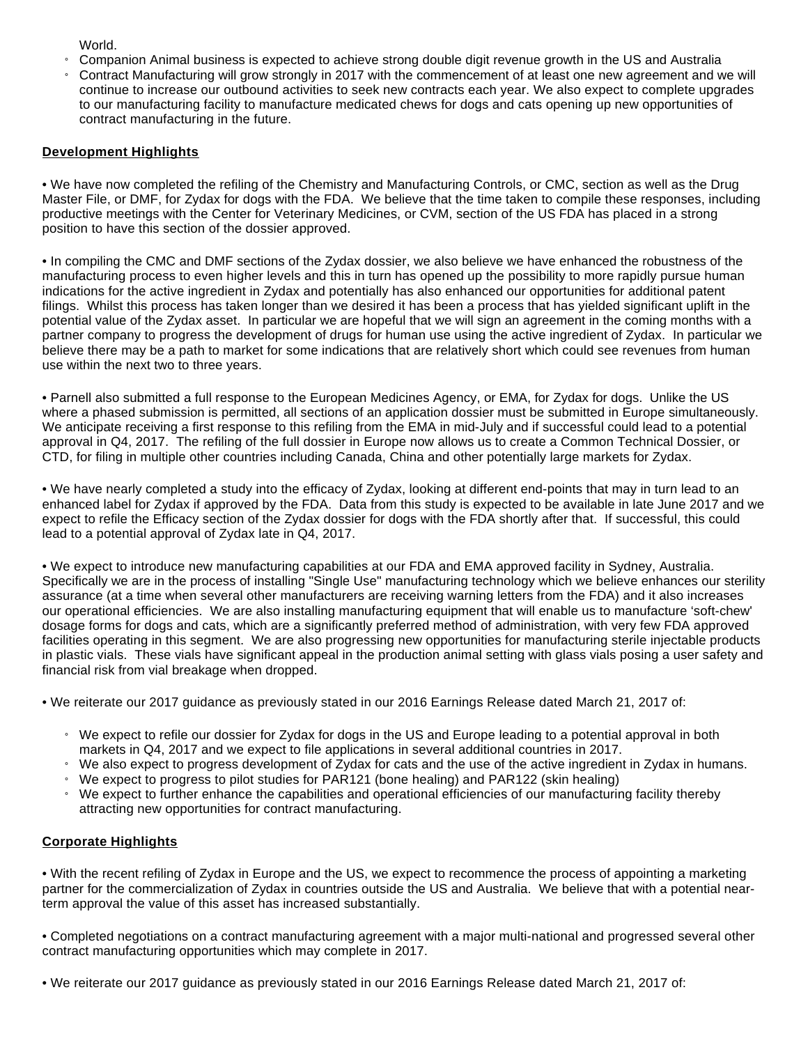World.

- Companion Animal business is expected to achieve strong double digit revenue growth in the US and Australia
- Contract Manufacturing will grow strongly in 2017 with the commencement of at least one new agreement and we will continue to increase our outbound activities to seek new contracts each year. We also expect to complete upgrades to our manufacturing facility to manufacture medicated chews for dogs and cats opening up new opportunities of contract manufacturing in the future.

**Development Highlights**

• We have now completed the refiling of the Chemistry and Manufacturing Controls, or CMC, section as well as the Drug Master File, or DMF, for Zydax for dogs with the FDA. We believe that the time taken to compile these responses, including productive meetings with the Center for Veterinary Medicines, or CVM, section of the US FDA has placed in a strong position to have this section of the dossier approved.

• In compiling the CMC and DMF sections of the Zydax dossier, we also believe we have enhanced the robustness of the manufacturing process to even higher levels and this in turn has opened up the possibility to more rapidly pursue human indications for the active ingredient in Zydax and potentially has also enhanced our opportunities for additional patent filings. Whilst this process has taken longer than we desired it has been a process that has yielded significant uplift in the potential value of the Zydax asset. In particular we are hopeful that we will sign an agreement in the coming months with a partner company to progress the development of drugs for human use using the active ingredient of Zydax. In particular we believe there may be a path to market for some indications that are relatively short which could see revenues from human use within the next two to three years.

• Parnell also submitted a full response to the European Medicines Agency, or EMA, for Zydax for dogs. Unlike the US where a phased submission is permitted, all sections of an application dossier must be submitted in Europe simultaneously. We anticipate receiving a first response to this refiling from the EMA in mid-July and if successful could lead to a potential approval in Q4, 2017. The refiling of the full dossier in Europe now allows us to create a Common Technical Dossier, or CTD, for filing in multiple other countries including Canada, China and other potentially large markets for Zydax.

• We have nearly completed a study into the efficacy of Zydax, looking at different end-points that may in turn lead to an enhanced label for Zydax if approved by the FDA. Data from this study is expected to be available in late June 2017 and we expect to refile the Efficacy section of the Zydax dossier for dogs with the FDA shortly after that. If successful, this could lead to a potential approval of Zydax late in Q4, 2017.

• We expect to introduce new manufacturing capabilities at our FDA and EMA approved facility in Sydney, Australia. Specifically we are in the process of installing "Single Use" manufacturing technology which we believe enhances our sterility assurance (at a time when several other manufacturers are receiving warning letters from the FDA) and it also increases our operational efficiencies. We are also installing manufacturing equipment that will enable us to manufacture 'soft-chew' dosage forms for dogs and cats, which are a significantly preferred method of administration, with very few FDA approved facilities operating in this segment. We are also progressing new opportunities for manufacturing sterile injectable products in plastic vials. These vials have significant appeal in the production animal setting with glass vials posing a user safety and financial risk from vial breakage when dropped.

• We reiterate our 2017 guidance as previously stated in our 2016 Earnings Release dated March 21, 2017 of:

- We expect to refile our dossier for Zydax for dogs in the US and Europe leading to a potential approval in both markets in Q4, 2017 and we expect to file applications in several additional countries in 2017.
- We also expect to progress development of Zydax for cats and the use of the active ingredient in Zydax in humans.
- We expect to progress to pilot studies for PAR121 (bone healing) and PAR122 (skin healing)
- We expect to further enhance the capabilities and operational efficiencies of our manufacturing facility thereby attracting new opportunities for contract manufacturing.

**Corporate Highlights**

• With the recent refiling of Zydax in Europe and the US, we expect to recommence the process of appointing a marketing partner for the commercialization of Zydax in countries outside the US and Australia. We believe that with a potential near-term approval the value of this asset has increased substantially.

• Completed negotiations on a contract manufacturing agreement with a major multi-national and progressed several other contract manufacturing opportunities which may complete in 2017.

• We reiterate our 2017 guidance as previously stated in our 2016 Earnings Release dated March 21, 2017 of: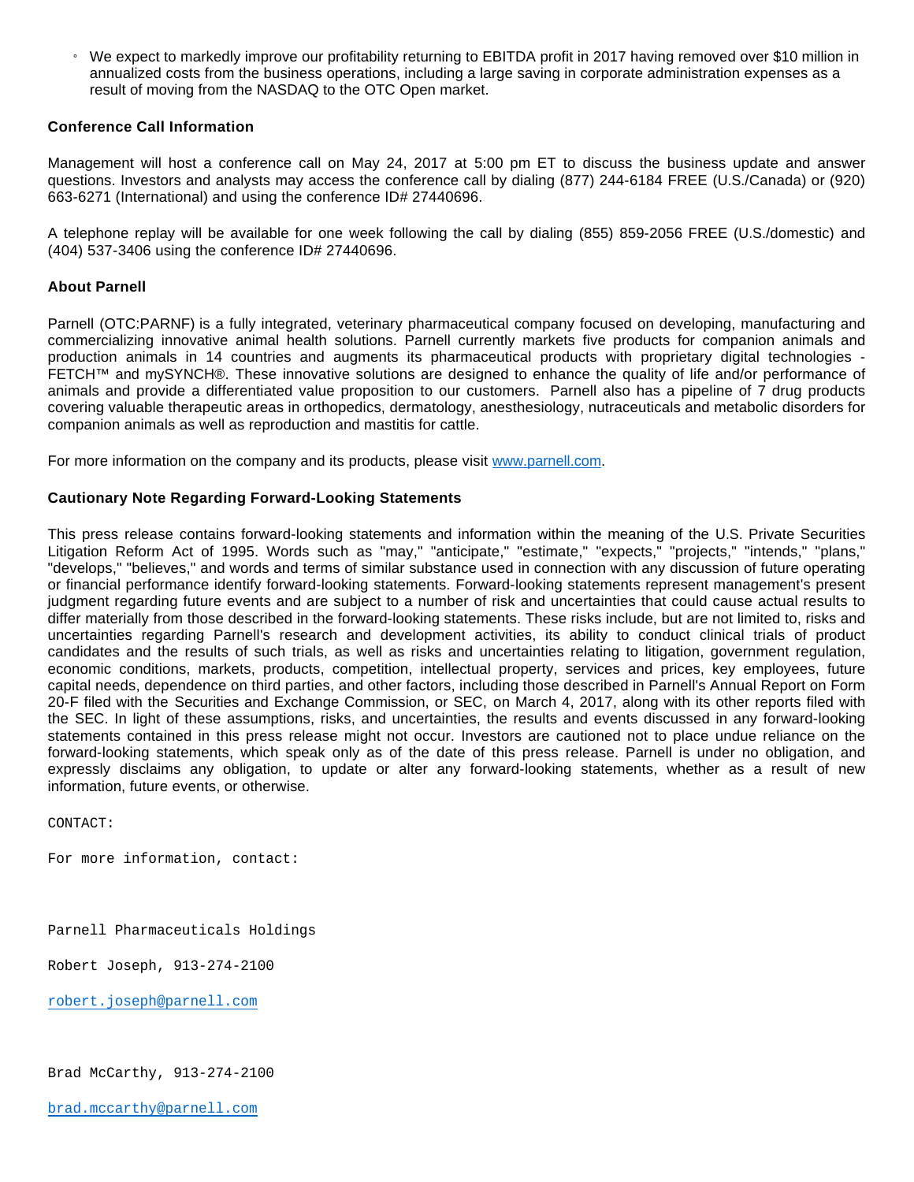- We expect to markedly improve our profitability returning to EBITDA profit in 2017 having removed over $10 million in annualized costs from the business operations, including a large saving in corporate administration expenses as a result of moving from the NASDAQ to the OTC Open market.

**Conference Call Information**

Management will host a conference call on May 24, 2017 at 5:00 pm ET to discuss the business update and answer questions. Investors and analysts may access the conference call by dialing (877) 244-6184 FREE (U.S./Canada) or (920) 663-6271 (International) and using the conference ID# 27440696.

A telephone replay will be available for one week following the call by dialing (855) 859-2056 FREE (U.S./domestic) and (404) 537-3406 using the conference ID# 27440696.

**About Parnell**

Parnell (OTC:PARNF) is a fully integrated, veterinary pharmaceutical company focused on developing, manufacturing and commercializing innovative animal health solutions. Parnell currently markets five products for companion animals and production animals in 14 countries and augments its pharmaceutical products with proprietary digital technologies - FETCH™ and mySYNCH®. These innovative solutions are designed to enhance the quality of life and/or performance of animals and provide a differentiated value proposition to our customers. Parnell also has a pipeline of 7 drug products covering valuable therapeutic areas in orthopedics, dermatology, anesthesiology, nutraceuticals and metabolic disorders for companion animals as well as reproduction and mastitis for cattle.

For more information on the company and its products, please visit www.parnell.com.

**Cautionary Note Regarding Forward-Looking Statements**

This press release contains forward-looking statements and information within the meaning of the U.S. Private Securities Litigation Reform Act of 1995. Words such as "may," "anticipate," "estimate," "expects," "projects," "intends," "plans," "develops," "believes," and words and terms of similar substance used in connection with any discussion of future operating or financial performance identify forward-looking statements. Forward-looking statements represent management's present judgment regarding future events and are subject to a number of risk and uncertainties that could cause actual results to differ materially from those described in the forward-looking statements. These risks include, but are not limited to, risks and uncertainties regarding Parnell's research and development activities, its ability to conduct clinical trials of product candidates and the results of such trials, as well as risks and uncertainties relating to litigation, government regulation, economic conditions, markets, products, competition, intellectual property, services and prices, key employees, future capital needs, dependence on third parties, and other factors, including those described in Parnell's Annual Report on Form 20-F filed with the Securities and Exchange Commission, or SEC, on March 4, 2017, along with its other reports filed with the SEC. In light of these assumptions, risks, and uncertainties, the results and events discussed in any forward-looking statements contained in this press release might not occur. Investors are cautioned not to place undue reliance on the forward-looking statements, which speak only as of the date of this press release. Parnell is under no obligation, and expressly disclaims any obligation, to update or alter any forward-looking statements, whether as a result of new information, future events, or otherwise.

CONTACT:

For more information, contact:

Parnell Pharmaceuticals Holdings

Robert Joseph, 913-274-2100

robert.joseph@parnell.com

Brad McCarthy, 913-274-2100

brad.mccarthy@parnell.com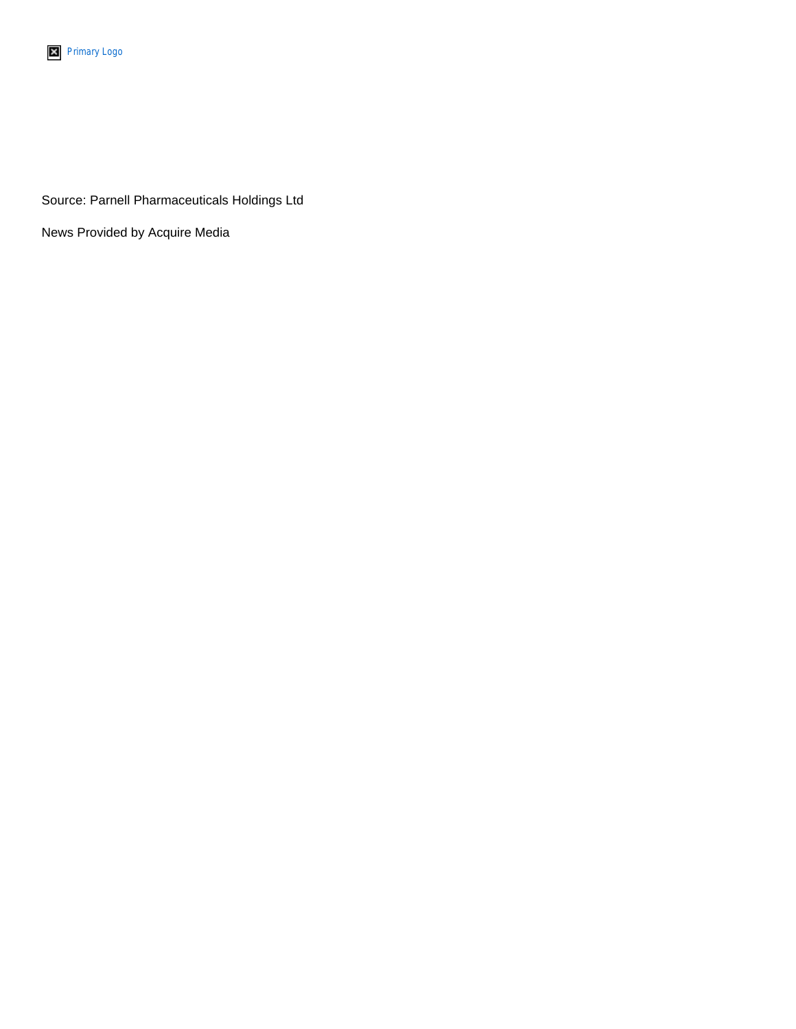Primary Logo

Source: Parnell Pharmaceuticals Holdings Ltd

News Provided by Acquire Media